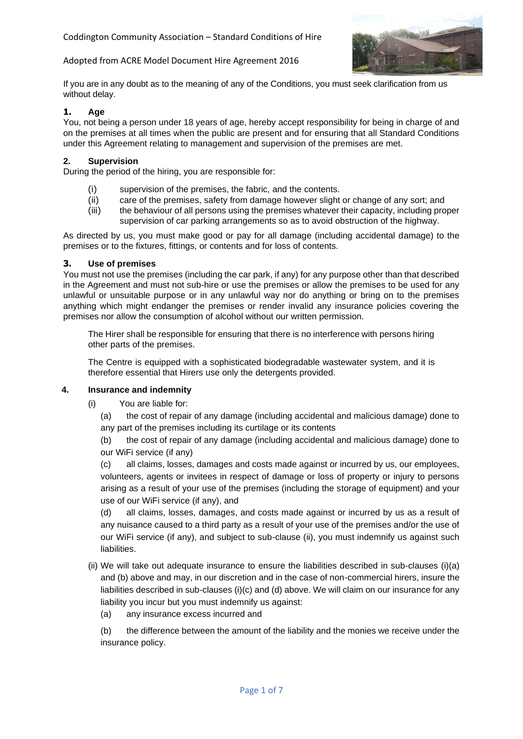Coddington Community Association – Standard Conditions of Hire

Adopted from ACRE Model Document Hire Agreement 2016

If you are in any doubt as to the meaning of any of the Conditions, you must seek clarification from us without delay.

## 1. Age

You, not being a person under 18 years of age, hereby accept responsibility for being in charge of and on the premises at all times when the public are present and for ensuring that all Standard Conditions under this Agreement relating to management and supervision of the premises are met.

## 2. Supervision

During the period of the hiring, you are responsible for:

(i) supervision of the premises, the fabric, and the contents.

(ii) care of the premises, safety from damage however slight or change of any sort; and

(iii) the behaviour of all persons using the premises whatever their capacity, including proper supervision of car parking arrangements so as to avoid obstruction of the highway.

As directed by us, you must make good or pay for all damage (including accidental damage) to the premises or to the fixtures, fittings, or contents and for loss of contents.

## 3. Use of premises

You must not use the premises (including the car park, if any) for any purpose other than that described in the Agreement and must not sub-hire or use the premises or allow the premises to be used for any unlawful or unsuitable purpose or in any unlawful way nor do anything or bring on to the premises anything which might endanger the premises or render invalid any insurance policies covering the premises nor allow the consumption of alcohol without our written permission.

The Hirer shall be responsible for ensuring that there is no interference with persons hiring other parts of the premises.

The Centre is equipped with a sophisticated biodegradable wastewater system, and it is therefore essential that Hirers use only the detergents provided.

## 4. Insurance and indemnity

(i) You are liable for:

(a) the cost of repair of any damage (including accidental and malicious damage) done to any part of the premises including its curtilage or its contents

(b) the cost of repair of any damage (including accidental and malicious damage) done to our WiFi service (if any)

(c) all claims, losses, damages and costs made against or incurred by us, our employees, volunteers, agents or invitees in respect of damage or loss of property or injury to persons arising as a result of your use of the premises (including the storage of equipment) and your use of our WiFi service (if any), and

(d) all claims, losses, damages, and costs made against or incurred by us as a result of any nuisance caused to a third party as a result of your use of the premises and/or the use of our WiFi service (if any), and subject to sub-clause (ii), you must indemnify us against such liabilities.

(ii) We will take out adequate insurance to ensure the liabilities described in sub-clauses (i)(a) and (b) above and may, in our discretion and in the case of non-commercial hirers, insure the liabilities described in sub-clauses (i)(c) and (d) above. We will claim on our insurance for any liability you incur but you must indemnify us against:

(a) any insurance excess incurred and

(b) the difference between the amount of the liability and the monies we receive under the insurance policy.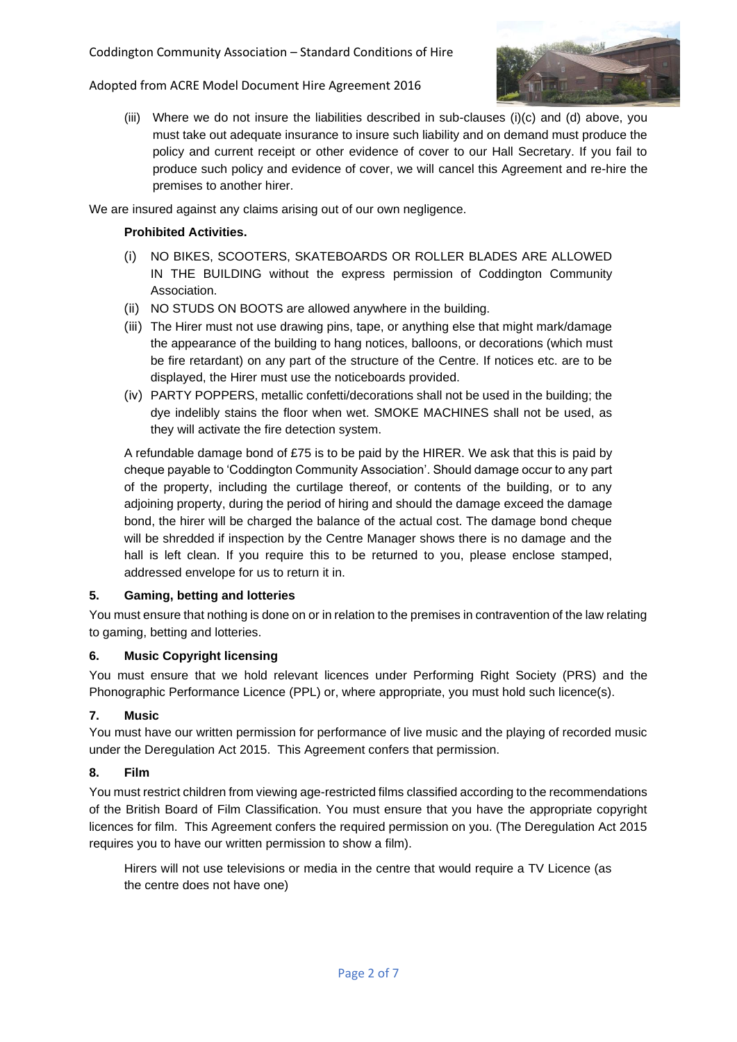(iii) Where we do not insure the liabilities described in sub-clauses (i)(c) and (d) above, you must take out adequate insurance to insure such liability and on demand must produce the policy and current receipt or other evidence of cover to our Hall Secretary. If you fail to produce such policy and evidence of cover, we will cancel this Agreement and re-hire the premises to another hirer.

We are insured against any claims arising out of our own negligence.

**Prohibited Activities.**

(i) NO BIKES, SCOOTERS, SKATEBOARDS OR ROLLER BLADES ARE ALLOWED IN THE BUILDING without the express permission of Coddington Community Association.

(ii) NO STUDS ON BOOTS are allowed anywhere in the building.

(iii) The Hirer must not use drawing pins, tape, or anything else that might mark/damage the appearance of the building to hang notices, balloons, or decorations (which must be fire retardant) on any part of the structure of the Centre. If notices etc. are to be displayed, the Hirer must use the noticeboards provided.

(iv) PARTY POPPERS, metallic confetti/decorations shall not be used in the building; the dye indelibly stains the floor when wet. SMOKE MACHINES shall not be used, as they will activate the fire detection system.

A refundable damage bond of £75 is to be paid by the HIRER. We ask that this is paid by cheque payable to 'Coddington Community Association'. Should damage occur to any part of the property, including the curtilage thereof, or contents of the building, or to any adjoining property, during the period of hiring and should the damage exceed the damage bond, the hirer will be charged the balance of the actual cost. The damage bond cheque will be shredded if inspection by the Centre Manager shows there is no damage and the hall is left clean. If you require this to be returned to you, please enclose stamped, addressed envelope for us to return it in.

## 5. Gaming, betting and lotteries

You must ensure that nothing is done on or in relation to the premises in contravention of the law relating to gaming, betting and lotteries.

## 6. Music Copyright licensing

You must ensure that we hold relevant licences under Performing Right Society (PRS) and the Phonographic Performance Licence (PPL) or, where appropriate, you must hold such licence(s).

## 7. Music

You must have our written permission for performance of live music and the playing of recorded music under the Deregulation Act 2015. This Agreement confers that permission.

## 8. Film

You must restrict children from viewing age-restricted films classified according to the recommendations of the British Board of Film Classification. You must ensure that you have the appropriate copyright licences for film. This Agreement confers the required permission on you. (The Deregulation Act 2015 requires you to have our written permission to show a film).

Hirers will not use televisions or media in the centre that would require a TV Licence (as the centre does not have one)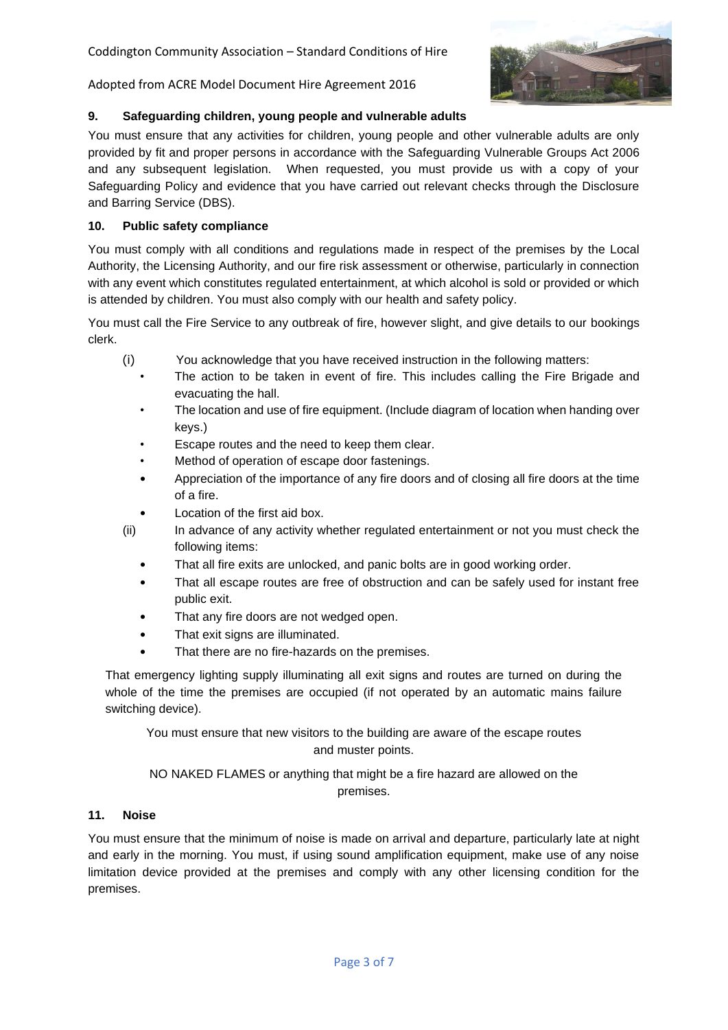## 9. Safeguarding children, young people and vulnerable adults

You must ensure that any activities for children, young people and other vulnerable adults are only provided by fit and proper persons in accordance with the Safeguarding Vulnerable Groups Act 2006 and any subsequent legislation. When requested, you must provide us with a copy of your Safeguarding Policy and evidence that you have carried out relevant checks through the Disclosure and Barring Service (DBS).

## 10. Public safety compliance

You must comply with all conditions and regulations made in respect of the premises by the Local Authority, the Licensing Authority, and our fire risk assessment or otherwise, particularly in connection with any event which constitutes regulated entertainment, at which alcohol is sold or provided or which is attended by children. You must also comply with our health and safety policy.

You must call the Fire Service to any outbreak of fire, however slight, and give details to our bookings clerk.

(i) You acknowledge that you have received instruction in the following matters:

- The action to be taken in event of fire. This includes calling the Fire Brigade and evacuating the hall.
- The location and use of fire equipment. (Include diagram of location when handing over keys.)
- Escape routes and the need to keep them clear.
- Method of operation of escape door fastenings.
- Appreciation of the importance of any fire doors and of closing all fire doors at the time of a fire.
- Location of the first aid box.

(ii) In advance of any activity whether regulated entertainment or not you must check the following items:

- That all fire exits are unlocked, and panic bolts are in good working order.
- That all escape routes are free of obstruction and can be safely used for instant free public exit.
- That any fire doors are not wedged open.
- That exit signs are illuminated.
- That there are no fire-hazards on the premises.

That emergency lighting supply illuminating all exit signs and routes are turned on during the whole of the time the premises are occupied (if not operated by an automatic mains failure switching device).

You must ensure that new visitors to the building are aware of the escape routes and muster points.

NO NAKED FLAMES or anything that might be a fire hazard are allowed on the premises.

## 11. Noise

You must ensure that the minimum of noise is made on arrival and departure, particularly late at night and early in the morning. You must, if using sound amplification equipment, make use of any noise limitation device provided at the premises and comply with any other licensing condition for the premises.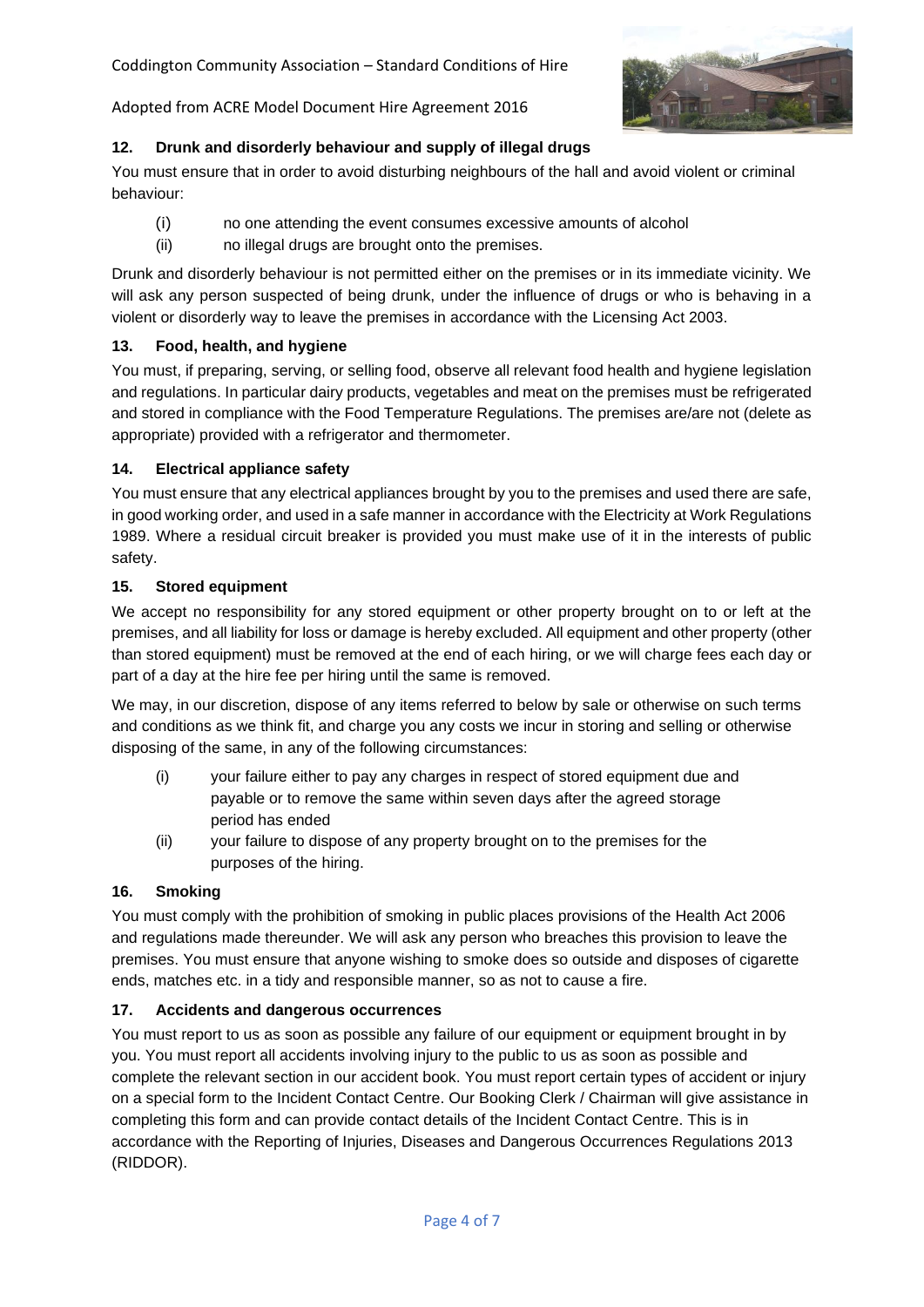## 12. Drunk and disorderly behaviour and supply of illegal drugs

You must ensure that in order to avoid disturbing neighbours of the hall and avoid violent or criminal behaviour:

(i) no one attending the event consumes excessive amounts of alcohol
(ii) no illegal drugs are brought onto the premises.

Drunk and disorderly behaviour is not permitted either on the premises or in its immediate vicinity. We will ask any person suspected of being drunk, under the influence of drugs or who is behaving in a violent or disorderly way to leave the premises in accordance with the Licensing Act 2003.

## 13. Food, health, and hygiene

You must, if preparing, serving, or selling food, observe all relevant food health and hygiene legislation and regulations. In particular dairy products, vegetables and meat on the premises must be refrigerated and stored in compliance with the Food Temperature Regulations. The premises are/are not (delete as appropriate) provided with a refrigerator and thermometer.

## 14. Electrical appliance safety

You must ensure that any electrical appliances brought by you to the premises and used there are safe, in good working order, and used in a safe manner in accordance with the Electricity at Work Regulations 1989. Where a residual circuit breaker is provided you must make use of it in the interests of public safety.

## 15. Stored equipment

We accept no responsibility for any stored equipment or other property brought on to or left at the premises, and all liability for loss or damage is hereby excluded. All equipment and other property (other than stored equipment) must be removed at the end of each hiring, or we will charge fees each day or part of a day at the hire fee per hiring until the same is removed.

We may, in our discretion, dispose of any items referred to below by sale or otherwise on such terms and conditions as we think fit, and charge you any costs we incur in storing and selling or otherwise disposing of the same, in any of the following circumstances:

(i) your failure either to pay any charges in respect of stored equipment due and payable or to remove the same within seven days after the agreed storage period has ended
(ii) your failure to dispose of any property brought on to the premises for the purposes of the hiring.

## 16. Smoking

You must comply with the prohibition of smoking in public places provisions of the Health Act 2006 and regulations made thereunder. We will ask any person who breaches this provision to leave the premises. You must ensure that anyone wishing to smoke does so outside and disposes of cigarette ends, matches etc. in a tidy and responsible manner, so as not to cause a fire.

## 17. Accidents and dangerous occurrences

You must report to us as soon as possible any failure of our equipment or equipment brought in by you. You must report all accidents involving injury to the public to us as soon as possible and complete the relevant section in our accident book. You must report certain types of accident or injury on a special form to the Incident Contact Centre. Our Booking Clerk / Chairman will give assistance in completing this form and can provide contact details of the Incident Contact Centre. This is in accordance with the Reporting of Injuries, Diseases and Dangerous Occurrences Regulations 2013 (RIDDOR).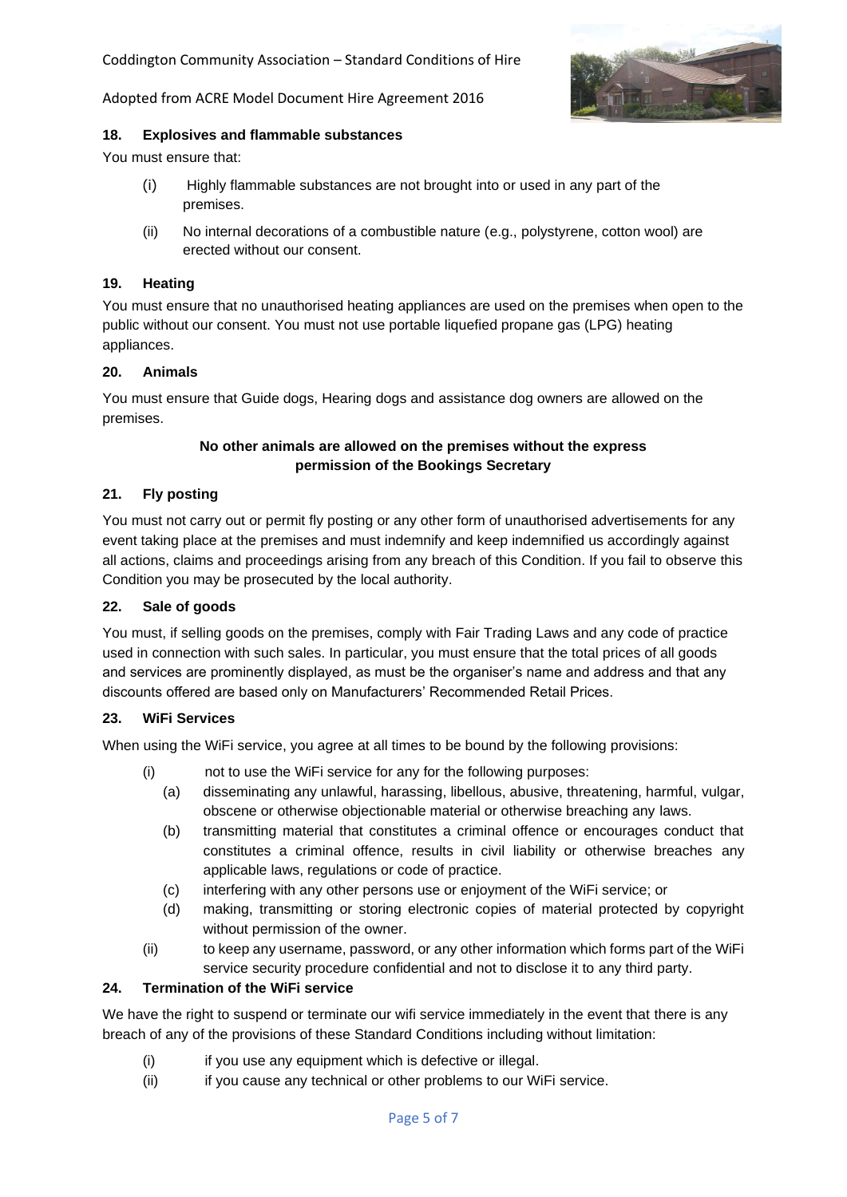### 18. Explosives and flammable substances

You must ensure that:

(i) Highly flammable substances are not brought into or used in any part of the premises.

(ii) No internal decorations of a combustible nature (e.g., polystyrene, cotton wool) are erected without our consent.

### 19. Heating

You must ensure that no unauthorised heating appliances are used on the premises when open to the public without our consent. You must not use portable liquefied propane gas (LPG) heating appliances.

### 20. Animals

You must ensure that Guide dogs, Hearing dogs and assistance dog owners are allowed on the premises.

**No other animals are allowed on the premises without the express permission of the Bookings Secretary**

### 21. Fly posting

You must not carry out or permit fly posting or any other form of unauthorised advertisements for any event taking place at the premises and must indemnify and keep indemnified us accordingly against all actions, claims and proceedings arising from any breach of this Condition. If you fail to observe this Condition you may be prosecuted by the local authority.

### 22. Sale of goods

You must, if selling goods on the premises, comply with Fair Trading Laws and any code of practice used in connection with such sales. In particular, you must ensure that the total prices of all goods and services are prominently displayed, as must be the organiser's name and address and that any discounts offered are based only on Manufacturers' Recommended Retail Prices.

### 23. WiFi Services

When using the WiFi service, you agree at all times to be bound by the following provisions:

(i) not to use the WiFi service for any for the following purposes:

(a) disseminating any unlawful, harassing, libellous, abusive, threatening, harmful, vulgar, obscene or otherwise objectionable material or otherwise breaching any laws.

(b) transmitting material that constitutes a criminal offence or encourages conduct that constitutes a criminal offence, results in civil liability or otherwise breaches any applicable laws, regulations or code of practice.

(c) interfering with any other persons use or enjoyment of the WiFi service; or

(d) making, transmitting or storing electronic copies of material protected by copyright without permission of the owner.

(ii) to keep any username, password, or any other information which forms part of the WiFi service security procedure confidential and not to disclose it to any third party.

### 24. Termination of the WiFi service

We have the right to suspend or terminate our wifi service immediately in the event that there is any breach of any of the provisions of these Standard Conditions including without limitation:

(i) if you use any equipment which is defective or illegal.

(ii) if you cause any technical or other problems to our WiFi service.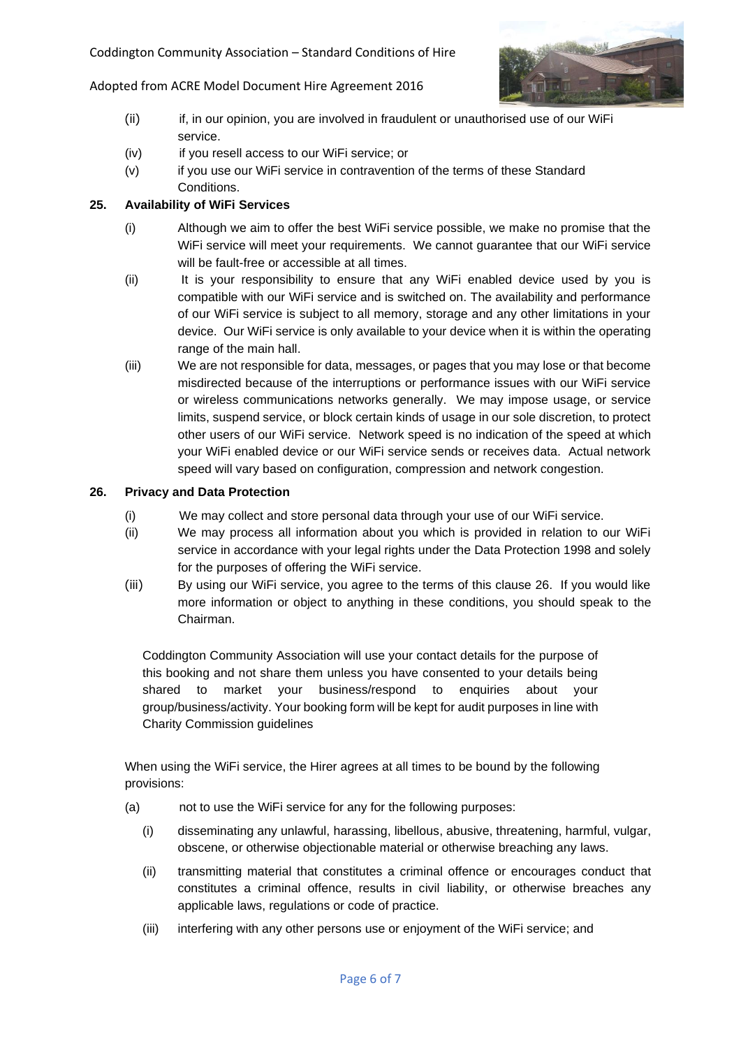(ii) if, in our opinion, you are involved in fraudulent or unauthorised use of our WiFi service.

(iv) if you resell access to our WiFi service; or

(v) if you use our WiFi service in contravention of the terms of these Standard Conditions.

**25. Availability of WiFi Services**

(i) Although we aim to offer the best WiFi service possible, we make no promise that the WiFi service will meet your requirements. We cannot guarantee that our WiFi service will be fault-free or accessible at all times.

(ii) It is your responsibility to ensure that any WiFi enabled device used by you is compatible with our WiFi service and is switched on. The availability and performance of our WiFi service is subject to all memory, storage and any other limitations in your device. Our WiFi service is only available to your device when it is within the operating range of the main hall.

(iii) We are not responsible for data, messages, or pages that you may lose or that become misdirected because of the interruptions or performance issues with our WiFi service or wireless communications networks generally. We may impose usage, or service limits, suspend service, or block certain kinds of usage in our sole discretion, to protect other users of our WiFi service. Network speed is no indication of the speed at which your WiFi enabled device or our WiFi service sends or receives data. Actual network speed will vary based on configuration, compression and network congestion.

**26. Privacy and Data Protection**

(i) We may collect and store personal data through your use of our WiFi service.

(ii) We may process all information about you which is provided in relation to our WiFi service in accordance with your legal rights under the Data Protection 1998 and solely for the purposes of offering the WiFi service.

(iii) By using our WiFi service, you agree to the terms of this clause 26. If you would like more information or object to anything in these conditions, you should speak to the Chairman.

Coddington Community Association will use your contact details for the purpose of this booking and not share them unless you have consented to your details being shared to market your business/respond to enquiries about your group/business/activity. Your booking form will be kept for audit purposes in line with Charity Commission guidelines

When using the WiFi service, the Hirer agrees at all times to be bound by the following provisions:

(a) not to use the WiFi service for any for the following purposes:

(i) disseminating any unlawful, harassing, libellous, abusive, threatening, harmful, vulgar, obscene, or otherwise objectionable material or otherwise breaching any laws.

(ii) transmitting material that constitutes a criminal offence or encourages conduct that constitutes a criminal offence, results in civil liability, or otherwise breaches any applicable laws, regulations or code of practice.

(iii) interfering with any other persons use or enjoyment of the WiFi service; and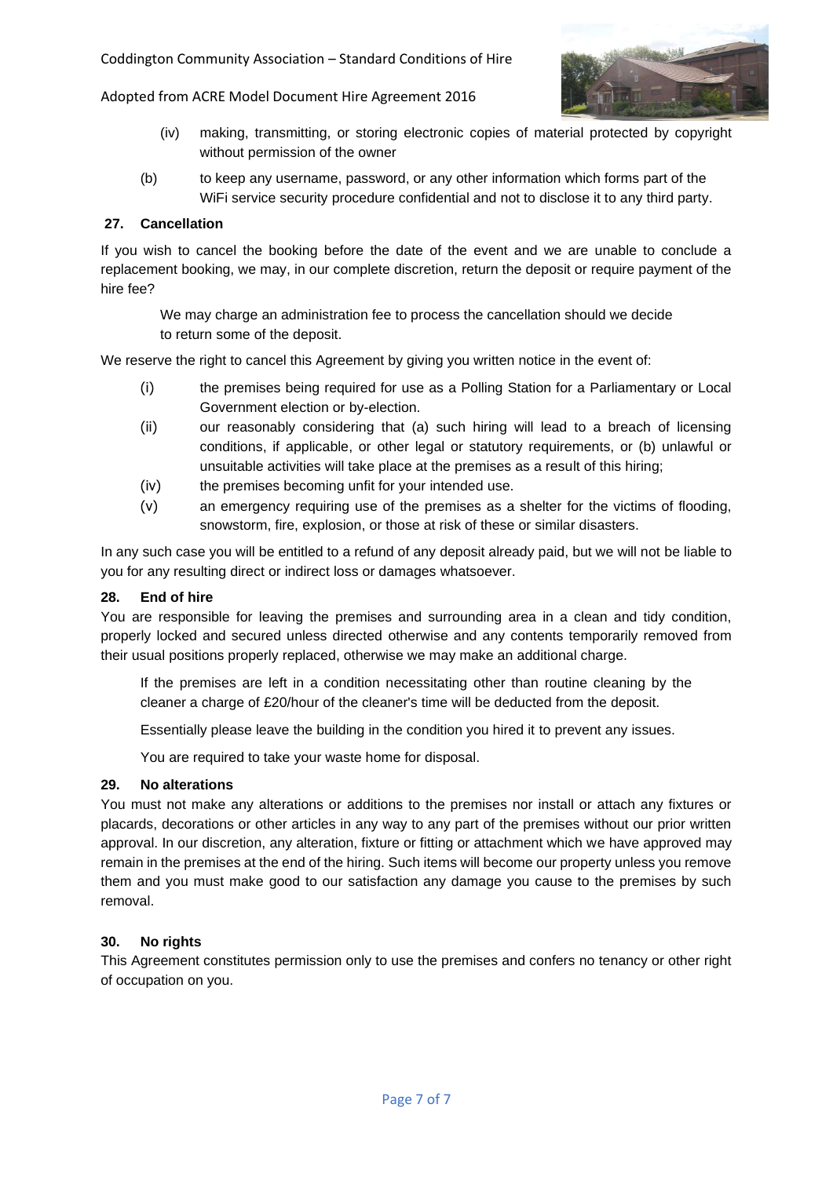(iv) making, transmitting, or storing electronic copies of material protected by copyright without permission of the owner

(b) to keep any username, password, or any other information which forms part of the WiFi service security procedure confidential and not to disclose it to any third party.

**27. Cancellation**

If you wish to cancel the booking before the date of the event and we are unable to conclude a replacement booking, we may, in our complete discretion, return the deposit or require payment of the hire fee?

We may charge an administration fee to process the cancellation should we decide to return some of the deposit.

We reserve the right to cancel this Agreement by giving you written notice in the event of:

(i) the premises being required for use as a Polling Station for a Parliamentary or Local Government election or by-election.

(ii) our reasonably considering that (a) such hiring will lead to a breach of licensing conditions, if applicable, or other legal or statutory requirements, or (b) unlawful or unsuitable activities will take place at the premises as a result of this hiring;

(iv) the premises becoming unfit for your intended use.

(v) an emergency requiring use of the premises as a shelter for the victims of flooding, snowstorm, fire, explosion, or those at risk of these or similar disasters.

In any such case you will be entitled to a refund of any deposit already paid, but we will not be liable to you for any resulting direct or indirect loss or damages whatsoever.

**28. End of hire**

You are responsible for leaving the premises and surrounding area in a clean and tidy condition, properly locked and secured unless directed otherwise and any contents temporarily removed from their usual positions properly replaced, otherwise we may make an additional charge.

If the premises are left in a condition necessitating other than routine cleaning by the cleaner a charge of £20/hour of the cleaner's time will be deducted from the deposit.

Essentially please leave the building in the condition you hired it to prevent any issues.

You are required to take your waste home for disposal.

**29. No alterations**

You must not make any alterations or additions to the premises nor install or attach any fixtures or placards, decorations or other articles in any way to any part of the premises without our prior written approval. In our discretion, any alteration, fixture or fitting or attachment which we have approved may remain in the premises at the end of the hiring. Such items will become our property unless you remove them and you must make good to our satisfaction any damage you cause to the premises by such removal.

**30. No rights**

This Agreement constitutes permission only to use the premises and confers no tenancy or other right of occupation on you.